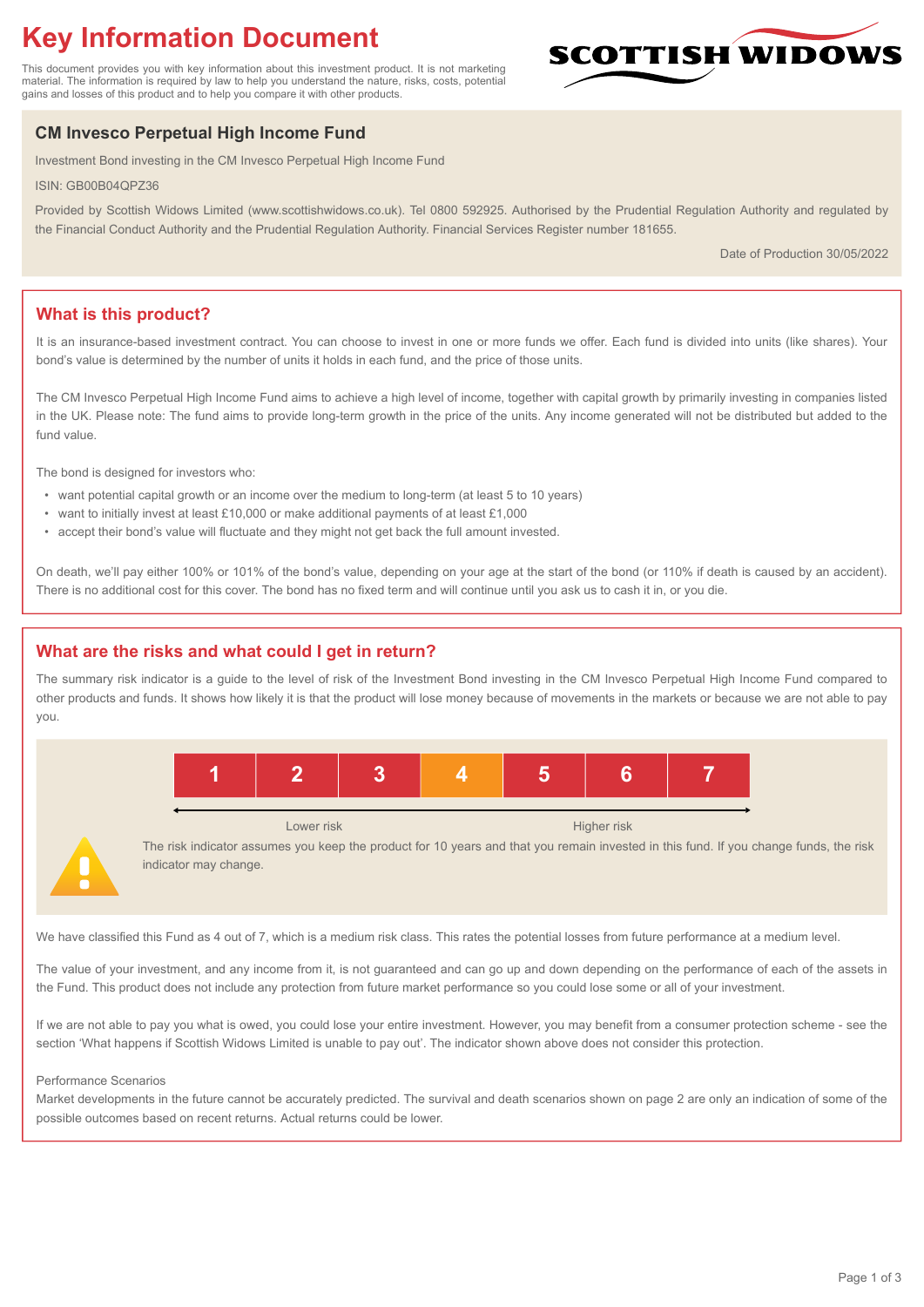# Key Information Document

This document provides you with key information about this investment product. It is not marketing material. The information is required by law to help you understand the nature, risks, costs, potential gains and losses of this product and to help you compare it with other products.

SCOTTISH WIDOWS

## CM Invesco Perpetual High Income Fund

Investment Bond investing in the CM Invesco Perpetual High Income Fund

ISIN: GB00B04QPZ36

Provided by Scottish Widows Limited (www.scottishwidows.co.uk). Tel 0800 592925. Authorised by the Prudential Regulation Authority and regulated by the Financial Conduct Authority and the Prudential Regulation Authority. Financial Services Register number 181655.

Date of Production 30/05/2022

## What is this product?

It is an insurance-based investment contract. You can choose to invest in one or more funds we offer. Each fund is divided into units (like shares). Your bond's value is determined by the number of units it holds in each fund, and the price of those units.

The CM Invesco Perpetual High Income Fund aims to achieve a high level of income, together with capital growth by primarily investing in companies listed in the UK. Please note: The fund aims to provide long-term growth in the price of the units. Any income generated will not be distributed but added to the fund value.

The bond is designed for investors who:

- want potential capital growth or an income over the medium to long-term (at least 5 to 10 years)
- want to initially invest at least £10,000 or make additional payments of at least £1,000
- accept their bond's value will fluctuate and they might not get back the full amount invested.

On death, we'll pay either 100% or 101% of the bond's value, depending on your age at the start of the bond (or 110% if death is caused by an accident). There is no additional cost for this cover. The bond has no fixed term and will continue until you ask us to cash it in, or you die.

## What are the risks and what could I get in return?

The summary risk indicator is a guide to the level of risk of the Investment Bond investing in the CM Invesco Perpetual High Income Fund compared to other products and funds. It shows how likely it is that the product will lose money because of movements in the markets or because we are not able to pay you.

| 1 | 2 | 3 | **4** | 5 | 6 | 7 |
|---|---|---|---|---|---|---|

Lower risk ← → Higher risk

The risk indicator assumes you keep the product for 10 years and that you remain invested in this fund. If you change funds, the risk indicator may change.

We have classified this Fund as 4 out of 7, which is a medium risk class. This rates the potential losses from future performance at a medium level.

The value of your investment, and any income from it, is not guaranteed and can go up and down depending on the performance of each of the assets in the Fund. This product does not include any protection from future market performance so you could lose some or all of your investment.

If we are not able to pay you what is owed, you could lose your entire investment. However, you may benefit from a consumer protection scheme - see the section 'What happens if Scottish Widows Limited is unable to pay out'. The indicator shown above does not consider this protection.

Performance Scenarios

Market developments in the future cannot be accurately predicted. The survival and death scenarios shown on page 2 are only an indication of some of the possible outcomes based on recent returns. Actual returns could be lower.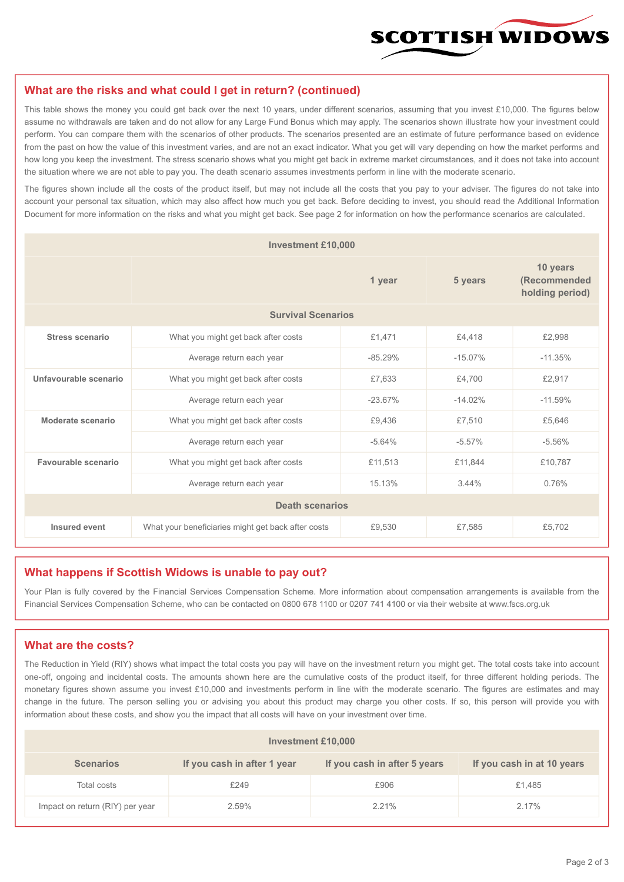## What are the risks and what could I get in return? (continued)

This table shows the money you could get back over the next 10 years, under different scenarios, assuming that you invest £10,000. The figures below assume no withdrawals are taken and do not allow for any Large Fund Bonus which may apply. The scenarios shown illustrate how your investment could perform. You can compare them with the scenarios of other products. The scenarios presented are an estimate of future performance based on evidence from the past on how the value of this investment varies, and are not an exact indicator. What you get will vary depending on how the market performs and how long you keep the investment. The stress scenario shows what you might get back in extreme market circumstances, and it does not take into account the situation where we are not able to pay you. The death scenario assumes investments perform in line with the moderate scenario.

The figures shown include all the costs of the product itself, but may not include all the costs that you pay to your adviser. The figures do not take into account your personal tax situation, which may also affect how much you get back. Before deciding to invest, you should read the Additional Information Document for more information on the risks and what you might get back. See page 2 for information on how the performance scenarios are calculated.

| Investment £10,000 | | | | |
|---|---|---|---|---|
| | | **1 year** | **5 years** | **10 years (Recommended holding period)** |
| **Survival Scenarios** | | | | |
| **Stress scenario** | What you might get back after costs | £1,471 | £4,418 | £2,998 |
| | Average return each year | -85.29% | -15.07% | -11.35% |
| **Unfavourable scenario** | What you might get back after costs | £7,633 | £4,700 | £2,917 |
| | Average return each year | -23.67% | -14.02% | -11.59% |
| **Moderate scenario** | What you might get back after costs | £9,436 | £7,510 | £5,646 |
| | Average return each year | -5.64% | -5.57% | -5.56% |
| **Favourable scenario** | What you might get back after costs | £11,513 | £11,844 | £10,787 |
| | Average return each year | 15.13% | 3.44% | 0.76% |
| **Death scenarios** | | | | |
| **Insured event** | What your beneficiaries might get back after costs | £9,530 | £7,585 | £5,702 |

## What happens if Scottish Widows is unable to pay out?

Your Plan is fully covered by the Financial Services Compensation Scheme. More information about compensation arrangements is available from the Financial Services Compensation Scheme, who can be contacted on 0800 678 1100 or 0207 741 4100 or via their website at www.fscs.org.uk

## What are the costs?

The Reduction in Yield (RIY) shows what impact the total costs you pay will have on the investment return you might get. The total costs take into account one-off, ongoing and incidental costs. The amounts shown here are the cumulative costs of the product itself, for three different holding periods. The monetary figures shown assume you invest £10,000 and investments perform in line with the moderate scenario. The figures are estimates and may change in the future. The person selling you or advising you about this product may charge you other costs. If so, this person will provide you with information about these costs, and show you the impact that all costs will have on your investment over time.

| Investment £10,000 | | | |
|---|---|---|---|
| **Scenarios** | **If you cash in after 1 year** | **If you cash in after 5 years** | **If you cash in at 10 years** |
| Total costs | £249 | £906 | £1,485 |
| Impact on return (RIY) per year | 2.59% | 2.21% | 2.17% |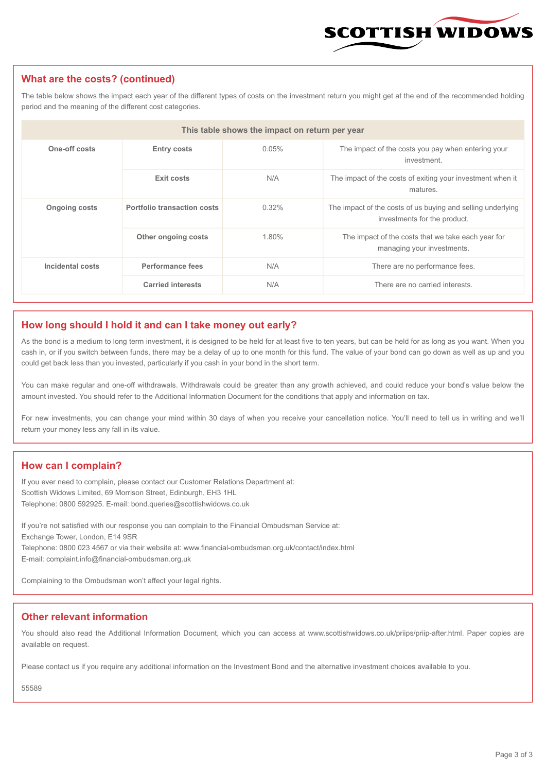## What are the costs? (continued)

The table below shows the impact each year of the different types of costs on the investment return you might get at the end of the recommended holding period and the meaning of the different cost categories.

| This table shows the impact on return per year | | | |
|---|---|---|---|
| **One-off costs** | **Entry costs** | 0.05% | The impact of the costs you pay when entering your investment. |
| | **Exit costs** | N/A | The impact of the costs of exiting your investment when it matures. |
| **Ongoing costs** | **Portfolio transaction costs** | 0.32% | The impact of the costs of us buying and selling underlying investments for the product. |
| | **Other ongoing costs** | 1.80% | The impact of the costs that we take each year for managing your investments. |
| **Incidental costs** | **Performance fees** | N/A | There are no performance fees. |
| | **Carried interests** | N/A | There are no carried interests. |

## How long should I hold it and can I take money out early?

As the bond is a medium to long term investment, it is designed to be held for at least five to ten years, but can be held for as long as you want. When you cash in, or if you switch between funds, there may be a delay of up to one month for this fund. The value of your bond can go down as well as up and you could get back less than you invested, particularly if you cash in your bond in the short term.

You can make regular and one-off withdrawals. Withdrawals could be greater than any growth achieved, and could reduce your bond's value below the amount invested. You should refer to the Additional Information Document for the conditions that apply and information on tax.

For new investments, you can change your mind within 30 days of when you receive your cancellation notice. You'll need to tell us in writing and we'll return your money less any fall in its value.

## How can I complain?

If you ever need to complain, please contact our Customer Relations Department at:
Scottish Widows Limited, 69 Morrison Street, Edinburgh, EH3 1HL
Telephone: 0800 592925. E-mail: bond.queries@scottishwidows.co.uk

If you're not satisfied with our response you can complain to the Financial Ombudsman Service at:
Exchange Tower, London, E14 9SR
Telephone: 0800 023 4567 or via their website at: www.financial-ombudsman.org.uk/contact/index.html
E-mail: complaint.info@financial-ombudsman.org.uk

Complaining to the Ombudsman won't affect your legal rights.

## Other relevant information

You should also read the Additional Information Document, which you can access at www.scottishwidows.co.uk/priips/priip-after.html. Paper copies are available on request.

Please contact us if you require any additional information on the Investment Bond and the alternative investment choices available to you.

55589